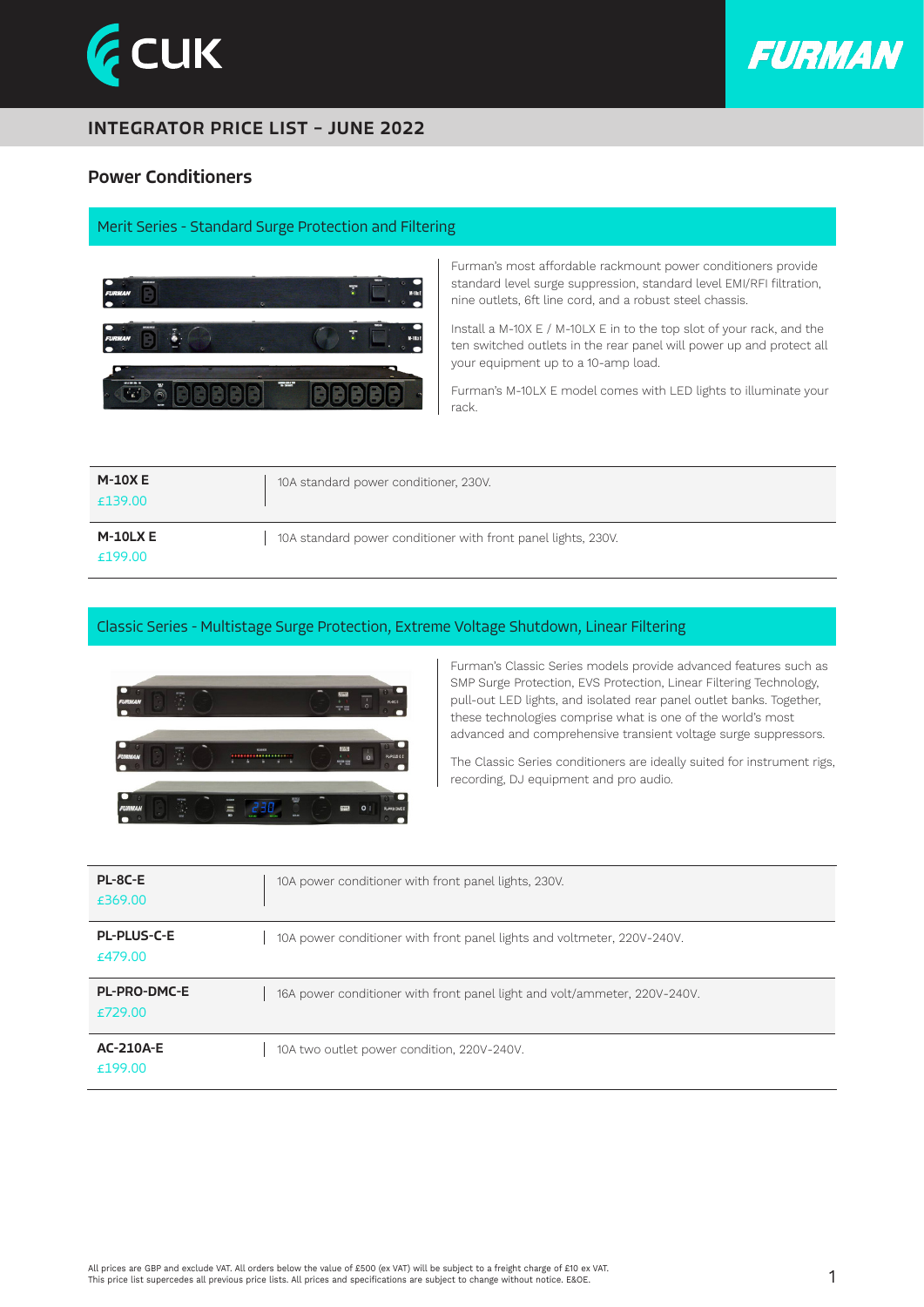# INTEGRATOR PRICE LIST – JUNE 2022

## Power Conditioners

### Merit Series - Standard Surge Protection and Filtering

Furman's most affordable rackmount power conditioners provide standard level surge suppression, standard level EMI/RFI filtration, nine outlets, 6ft line cord, and a robust steel chassis.

Install a M-10X E / M-10LX E in to the top slot of your rack, and the ten switched outlets in the rear panel will power up and protect all your equipment up to a 10-amp load.

Furman's M-10LX E model comes with LED lights to illuminate your rack.

| Model / Price | Description |
|---|---|
| **M-10X E** £139.00 | 10A standard power conditioner, 230V. |
| **M-10LX E** £199.00 | 10A standard power conditioner with front panel lights, 230V. |

### Classic Series - Multistage Surge Protection, Extreme Voltage Shutdown, Linear Filtering

Furman's Classic Series models provide advanced features such as SMP Surge Protection, EVS Protection, Linear Filtering Technology, pull-out LED lights, and isolated rear panel outlet banks. Together, these technologies comprise what is one of the world's most advanced and comprehensive transient voltage surge suppressors.

The Classic Series conditioners are ideally suited for instrument rigs, recording, DJ equipment and pro audio.

| Model / Price | Description |
|---|---|
| **PL-8C-E** £369.00 | 10A power conditioner with front panel lights, 230V. |
| **PL-PLUS-C-E** £479.00 | 10A power conditioner with front panel lights and voltmeter, 220V-240V. |
| **PL-PRO-DMC-E** £729.00 | 16A power conditioner with front panel light and volt/ammeter, 220V-240V. |
| **AC-210A-E** £199.00 | 10A two outlet power condition, 220V-240V. |

All prices are GBP and exclude VAT. All orders below the value of £500 (ex VAT) will be subject to a freight charge of £10 ex VAT.
This price list supercedes all previous price lists. All prices and specifications are subject to change without notice. E&OE.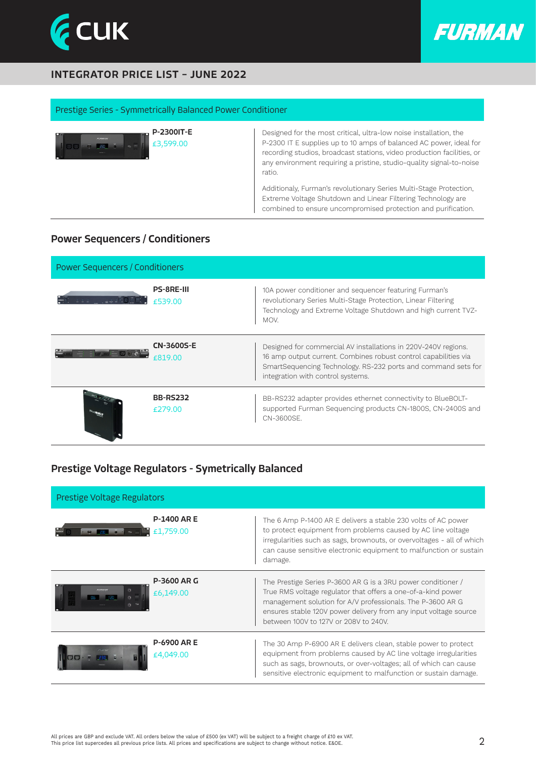## INTEGRATOR PRICE LIST – JUNE 2022

### Prestige Series - Symmetrically Balanced Power Conditioner

**P-2300IT-E**
£3,599.00

Designed for the most critical, ultra-low noise installation, the P-2300 IT E supplies up to 10 amps of balanced AC power, ideal for recording studios, broadcast stations, video production facilities, or any environment requiring a pristine, studio-quality signal-to-noise ratio.

Additionaly, Furman's revolutionary Series Multi-Stage Protection, Extreme Voltage Shutdown and Linear Filtering Technology are combined to ensure uncompromised protection and purification.

## Power Sequencers / Conditioners

### Power Sequencers / Conditioners

**PS-8RE-III**
£539.00

10A power conditioner and sequencer featuring Furman's revolutionary Series Multi-Stage Protection, Linear Filtering Technology and Extreme Voltage Shutdown and high current TVZ-MOV.

**CN-3600S-E**
£819.00

Designed for commercial AV installations in 220V-240V regions. 16 amp output current. Combines robust control capabilities via SmartSequencing Technology. RS-232 ports and command sets for integration with control systems.

**BB-RS232**
£279.00

BB-RS232 adapter provides ethernet connectivity to BlueBOLT-supported Furman Sequencing products CN-1800S, CN-2400S and CN-3600SE.

## Prestige Voltage Regulators - Symetrically Balanced

### Prestige Voltage Regulators

**P-1400 AR E**
£1,759.00

The 6 Amp P-1400 AR E delivers a stable 230 volts of AC power to protect equipment from problems caused by AC line voltage irregularities such as sags, brownouts, or overvoltages - all of which can cause sensitive electronic equipment to malfunction or sustain damage.

**P-3600 AR G**
£6,149.00

The Prestige Series P-3600 AR G is a 3RU power conditioner / True RMS voltage regulator that offers a one-of-a-kind power management solution for A/V professionals. The P-3600 AR G ensures stable 120V power delivery from any input voltage source between 100V to 127V or 208V to 240V.

**P-6900 AR E**
£4,049.00

The 30 Amp P-6900 AR E delivers clean, stable power to protect equipment from problems caused by AC line voltage irregularities such as sags, brownouts, or over-voltages; all of which can cause sensitive electronic equipment to malfunction or sustain damage.

All prices are GBP and exclude VAT. All orders below the value of £500 (ex VAT) will be subject to a freight charge of £10 ex VAT.
This price list supercedes all previous price lists. All prices and specifications are subject to change without notice. E&OE.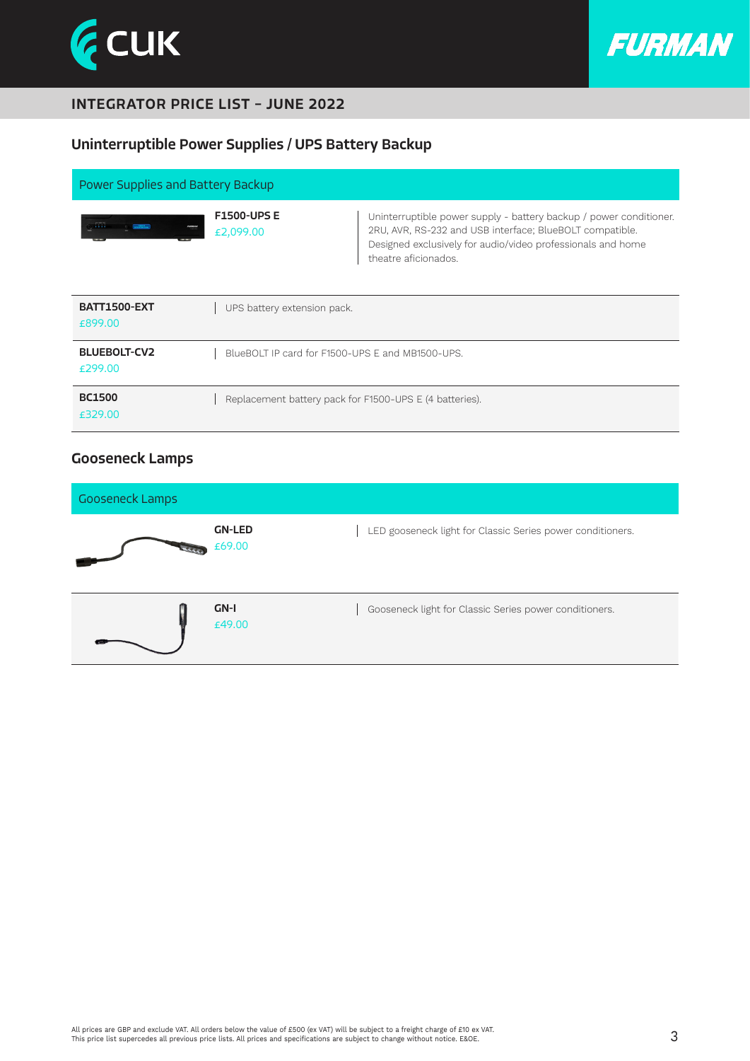INTEGRATOR PRICE LIST – JUNE 2022

## Uninterruptible Power Supplies / UPS Battery Backup

### Power Supplies and Battery Backup

| | |
|---|---|
| **F1500-UPS E**<br>£2,099.00 | Uninterruptible power supply - battery backup / power conditioner. 2RU, AVR, RS-232 and USB interface; BlueBOLT compatible. Designed exclusively for audio/video professionals and home theatre aficionados. |
| **BATT1500-EXT**<br>£899.00 | UPS battery extension pack. |
| **BLUEBOLT-CV2**<br>£299.00 | BlueBOLT IP card for F1500-UPS E and MB1500-UPS. |
| **BC1500**<br>£329.00 | Replacement battery pack for F1500-UPS E (4 batteries). |

## Gooseneck Lamps

### Gooseneck Lamps

| | |
|---|---|
| **GN-LED**<br>£69.00 | LED gooseneck light for Classic Series power conditioners. |
| **GN-I**<br>£49.00 | Gooseneck light for Classic Series power conditioners. |

All prices are GBP and exclude VAT. All orders below the value of £500 (ex VAT) will be subject to a freight charge of £10 ex VAT.
This price list supercedes all previous price lists. All prices and specifications are subject to change without notice. E&OE.